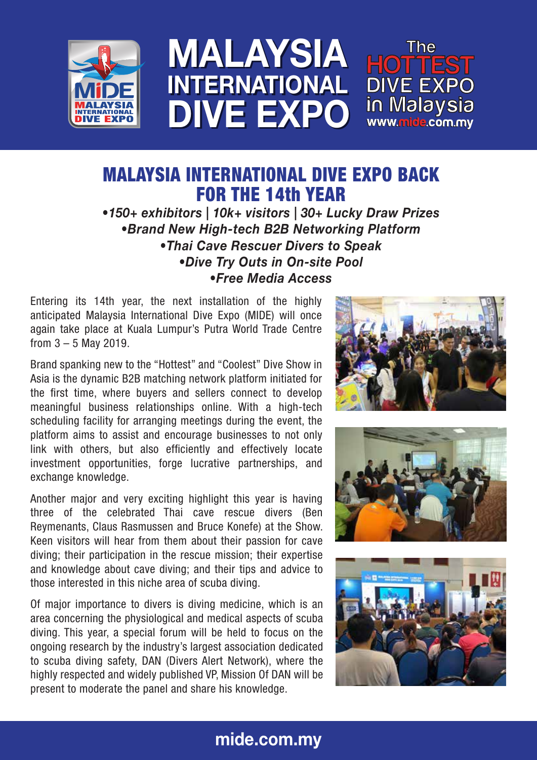# MALAYSIA INTERNATIONAL DIVE EXPO

The HOTTEST DIVE EXPO in Malaysia
www.mide.com.my

## MALAYSIA INTERNATIONAL DIVE EXPO BACK FOR THE 14th YEAR

***•150+ exhibitors | 10k+ visitors | 30+ Lucky Draw Prizes***
***•Brand New High-tech B2B Networking Platform***
***•Thai Cave Rescuer Divers to Speak***
***•Dive Try Outs in On-site Pool***
***•Free Media Access***

Entering its 14th year, the next installation of the highly anticipated Malaysia International Dive Expo (MIDE) will once again take place at Kuala Lumpur's Putra World Trade Centre from 3 – 5 May 2019.

Brand spanking new to the "Hottest" and "Coolest" Dive Show in Asia is the dynamic B2B matching network platform initiated for the first time, where buyers and sellers connect to develop meaningful business relationships online. With a high-tech scheduling facility for arranging meetings during the event, the platform aims to assist and encourage businesses to not only link with others, but also efficiently and effectively locate investment opportunities, forge lucrative partnerships, and exchange knowledge.

Another major and very exciting highlight this year is having three of the celebrated Thai cave rescue divers (Ben Reymenants, Claus Rasmussen and Bruce Konefe) at the Show. Keen visitors will hear from them about their passion for cave diving; their participation in the rescue mission; their expertise and knowledge about cave diving; and their tips and advice to those interested in this niche area of scuba diving.

Of major importance to divers is diving medicine, which is an area concerning the physiological and medical aspects of scuba diving. This year, a special forum will be held to focus on the ongoing research by the industry's largest association dedicated to scuba diving safety, DAN (Divers Alert Network), where the highly respected and widely published VP, Mission Of DAN will be present to moderate the panel and share his knowledge.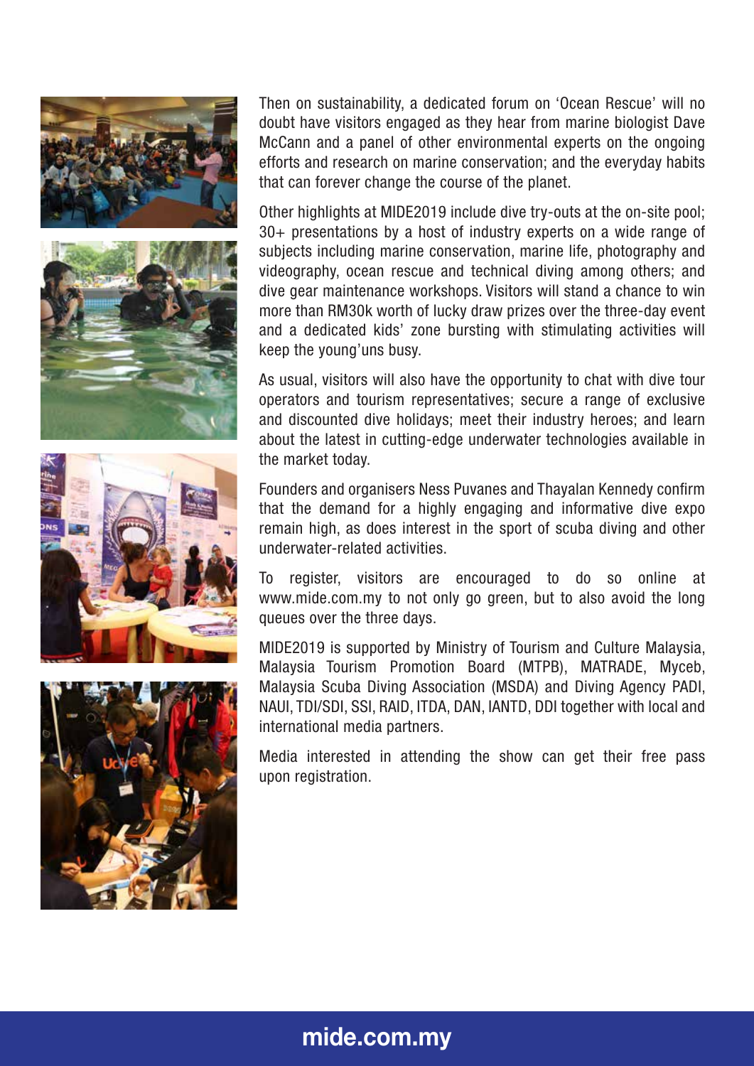Then on sustainability, a dedicated forum on 'Ocean Rescue' will no doubt have visitors engaged as they hear from marine biologist Dave McCann and a panel of other environmental experts on the ongoing efforts and research on marine conservation; and the everyday habits that can forever change the course of the planet.

Other highlights at MIDE2019 include dive try-outs at the on-site pool; 30+ presentations by a host of industry experts on a wide range of subjects including marine conservation, marine life, photography and videography, ocean rescue and technical diving among others; and dive gear maintenance workshops. Visitors will stand a chance to win more than RM30k worth of lucky draw prizes over the three-day event and a dedicated kids' zone bursting with stimulating activities will keep the young'uns busy.

As usual, visitors will also have the opportunity to chat with dive tour operators and tourism representatives; secure a range of exclusive and discounted dive holidays; meet their industry heroes; and learn about the latest in cutting-edge underwater technologies available in the market today.

Founders and organisers Ness Puvanes and Thayalan Kennedy confirm that the demand for a highly engaging and informative dive expo remain high, as does interest in the sport of scuba diving and other underwater-related activities.

To register, visitors are encouraged to do so online at www.mide.com.my to not only go green, but to also avoid the long queues over the three days.

MIDE2019 is supported by Ministry of Tourism and Culture Malaysia, Malaysia Tourism Promotion Board (MTPB), MATRADE, Myceb, Malaysia Scuba Diving Association (MSDA) and Diving Agency PADI, NAUI, TDI/SDI, SSI, RAID, ITDA, DAN, IANTD, DDI together with local and international media partners.

Media interested in attending the show can get their free pass upon registration.

**mide.com.my**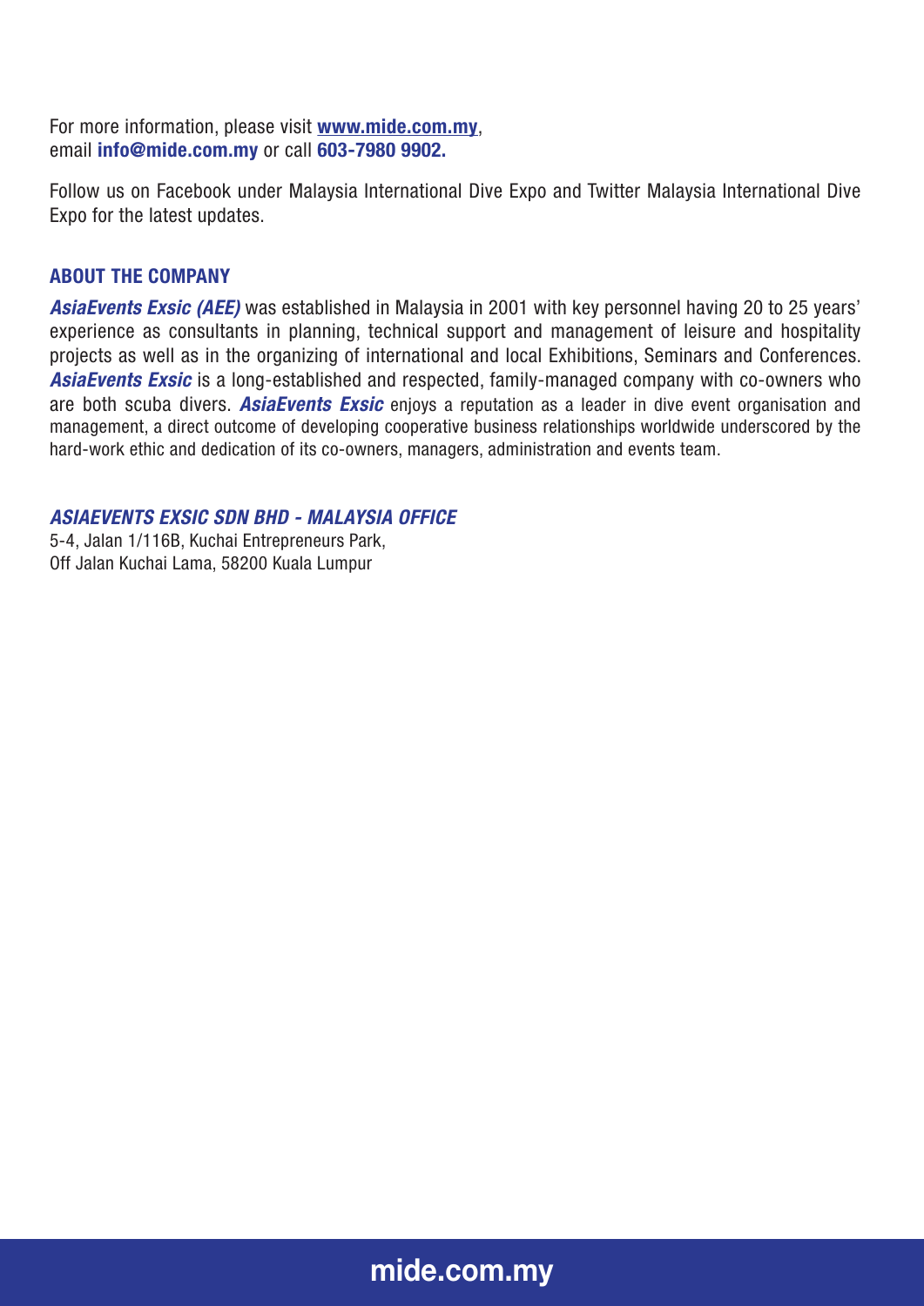For more information, please visit **www.mide.com.my**, email **info@mide.com.my** or call **603-7980 9902.**

Follow us on Facebook under Malaysia International Dive Expo and Twitter Malaysia International Dive Expo for the latest updates.

## ABOUT THE COMPANY

***AsiaEvents Exsic (AEE)*** was established in Malaysia in 2001 with key personnel having 20 to 25 years' experience as consultants in planning, technical support and management of leisure and hospitality projects as well as in the organizing of international and local Exhibitions, Seminars and Conferences. ***AsiaEvents Exsic*** is a long-established and respected, family-managed company with co-owners who are both scuba divers. ***AsiaEvents Exsic*** enjoys a reputation as a leader in dive event organisation and management, a direct outcome of developing cooperative business relationships worldwide underscored by the hard-work ethic and dedication of its co-owners, managers, administration and events team.

***ASIAEVENTS EXSIC SDN BHD - MALAYSIA OFFICE***

5-4, Jalan 1/116B, Kuchai Entrepreneurs Park,
Off Jalan Kuchai Lama, 58200 Kuala Lumpur

**mide.com.my**